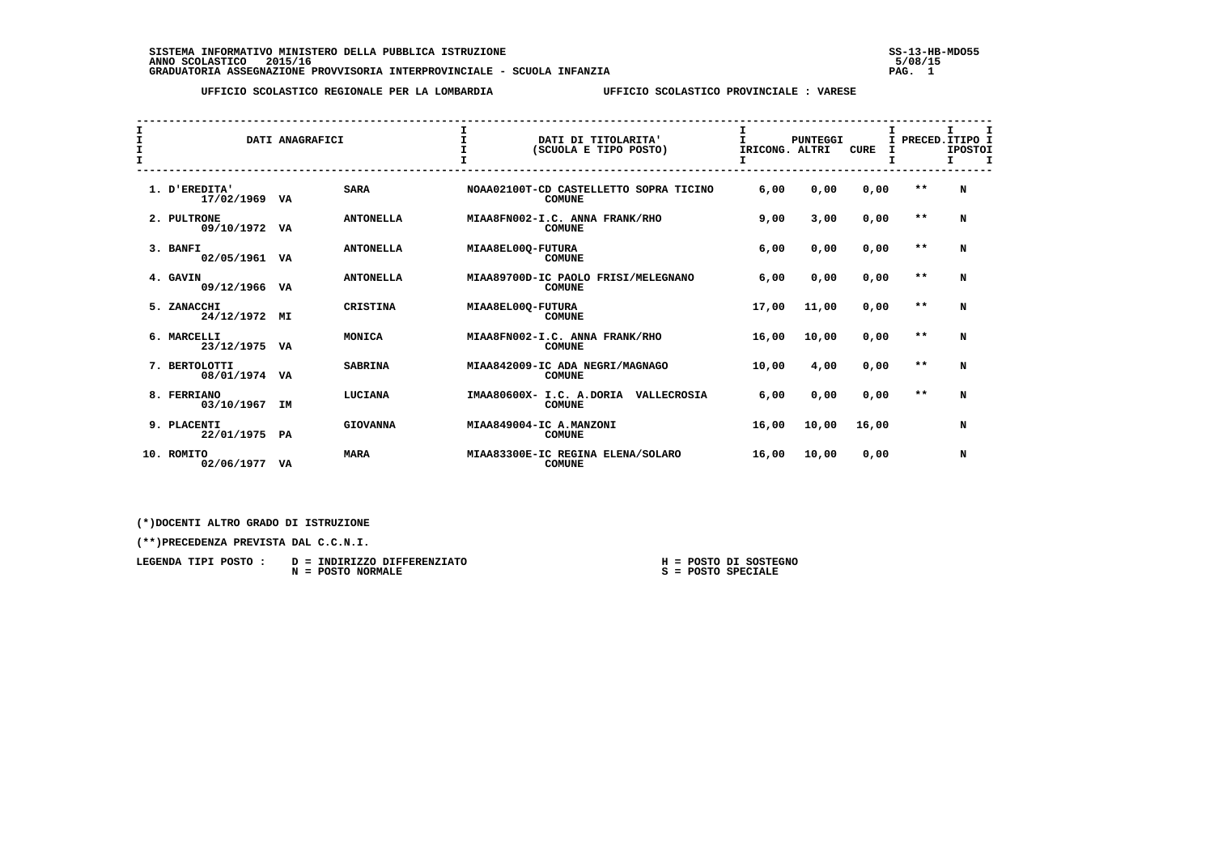**SISTEMA INFORMATIVO MINISTERO DELLA PUBBLICA ISTRUZIONE** SS-13-HB-MDO55
**ANNO SCOLASTICO 2015/16** 5/08/15
**GRADUATORIA ASSEGNAZIONE PROVVISORIA INTERPROVINCIALE - SCUOLA INFANZIA**

**UFFICIO SCOLASTICO REGIONALE PER LA LOMBARDIA** **UFFICIO SCOLASTICO PROVINCIALE : VARESE**

| DATI ANAGRAFICI | | | DATI DI TITOLARITA' (SCUOLA E TIPO POSTO) | PUNTEGGI IRICONG. | ALTRI | CURE | PRECED. | TIPO POSTO |
|---|---|---|---|---|---|---|---|---|
| 1. D'EREDITA' 17/02/1969 | VA | SARA | NOAA02100T-CD CASTELLETTO SOPRA TICINO COMUNE | 6,00 | 0,00 | 0,00 | ** | N |
| 2. PULTRONE 09/10/1972 | VA | ANTONELLA | MIAA8FN002-I.C. ANNA FRANK/RHO COMUNE | 9,00 | 3,00 | 0,00 | ** | N |
| 3. BANFI 02/05/1961 | VA | ANTONELLA | MIAA8EL00Q-FUTURA COMUNE | 6,00 | 0,00 | 0,00 | ** | N |
| 4. GAVIN 09/12/1966 | VA | ANTONELLA | MIAA89700D-IC PAOLO FRISI/MELEGNANO COMUNE | 6,00 | 0,00 | 0,00 | ** | N |
| 5. ZANACCHI 24/12/1972 | MI | CRISTINA | MIAA8EL00Q-FUTURA COMUNE | 17,00 | 11,00 | 0,00 | ** | N |
| 6. MARCELLI 23/12/1975 | VA | MONICA | MIAA8FN002-I.C. ANNA FRANK/RHO COMUNE | 16,00 | 10,00 | 0,00 | ** | N |
| 7. BERTOLOTTI 08/01/1974 | VA | SABRINA | MIAA842009-IC ADA NEGRI/MAGNAGO COMUNE | 10,00 | 4,00 | 0,00 | ** | N |
| 8. FERRIANO 03/10/1967 | IM | LUCIANA | IMAA80600X- I.C. A.DORIA VALLECROSIA COMUNE | 6,00 | 0,00 | 0,00 | ** | N |
| 9. PLACENTI 22/01/1975 | PA | GIOVANNA | MIAA849004-IC A.MANZONI COMUNE | 16,00 | 10,00 | 16,00 | | N |
| 10. ROMITO 02/06/1977 | VA | MARA | MIAA83300E-IC REGINA ELENA/SOLARO COMUNE | 16,00 | 10,00 | 0,00 | | N |

(*)DOCENTI ALTRO GRADO DI ISTRUZIONE

(**)PRECEDENZA PREVISTA DAL C.C.N.I.

LEGENDA TIPI POSTO :
- D = INDIRIZZO DIFFERENZIATO
- N = POSTO NORMALE
- H = POSTO DI SOSTEGNO
- S = POSTO SPECIALE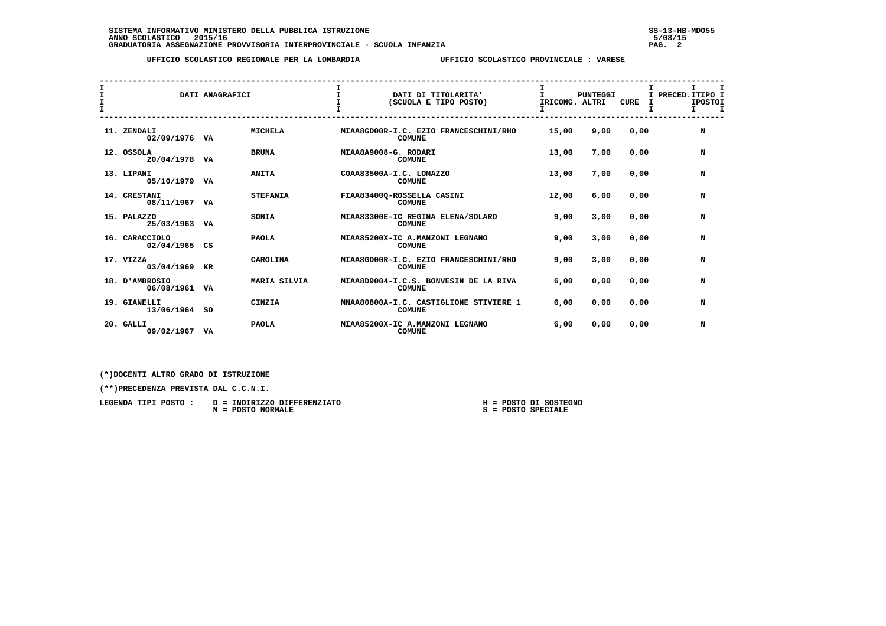SISTEMA INFORMATIVO MINISTERO DELLA PUBBLICA ISTRUZIONE
ANNO SCOLASTICO 2015/16
GRADUATORIA ASSEGNAZIONE PROVVISORIA INTERPROVINCIALE - SCUOLA INFANZIA

SS-13-HB-MDO55
5/08/15

UFFICIO SCOLASTICO REGIONALE PER LA LOMBARDIA — UFFICIO SCOLASTICO PROVINCIALE : VARESE

| DATI ANAGRAFICI | | DATI DI TITOLARITA' (SCUOLA E TIPO POSTO) | PUNTEGGI RICONG. | ALTRI | CURE | PRECED. | TIPO POSTO |
|---|---|---|---|---|---|---|---|
| 11. ZENDALI 02/09/1976 VA | MICHELA | MIAA8GD00R-I.C. EZIO FRANCESCHINI/RHO COMUNE | 15,00 | 9,00 | 0,00 | | N |
| 12. OSSOLA 20/04/1978 VA | BRUNA | MIAA8A9008-G. RODARI COMUNE | 13,00 | 7,00 | 0,00 | | N |
| 13. LIPANI 05/10/1979 VA | ANITA | COAA83500A-I.C. LOMAZZO COMUNE | 13,00 | 7,00 | 0,00 | | N |
| 14. CRESTANI 08/11/1967 VA | STEFANIA | FIAA83400Q-ROSSELLA CASINI COMUNE | 12,00 | 6,00 | 0,00 | | N |
| 15. PALAZZO 25/03/1963 VA | SONIA | MIAA83300E-IC REGINA ELENA/SOLARO COMUNE | 9,00 | 3,00 | 0,00 | | N |
| 16. CARACCIOLO 02/04/1965 CS | PAOLA | MIAA85200X-IC A.MANZONI LEGNANO COMUNE | 9,00 | 3,00 | 0,00 | | N |
| 17. VIZZA 03/04/1969 KR | CAROLINA | MIAA8GD00R-I.C. EZIO FRANCESCHINI/RHO COMUNE | 9,00 | 3,00 | 0,00 | | N |
| 18. D'AMBROSIO 06/08/1961 VA | MARIA SILVIA | MIAA8D9004-I.C.S. BONVESIN DE LA RIVA COMUNE | 6,00 | 0,00 | 0,00 | | N |
| 19. GIANELLI 13/06/1964 SO | CINZIA | MNAA80800A-I.C. CASTIGLIONE STIVIERE 1 COMUNE | 6,00 | 0,00 | 0,00 | | N |
| 20. GALLI 09/02/1967 VA | PAOLA | MIAA85200X-IC A.MANZONI LEGNANO COMUNE | 6,00 | 0,00 | 0,00 | | N |

(*)DOCENTI ALTRO GRADO DI ISTRUZIONE

(**)PRECEDENZA PREVISTA DAL C.C.N.I.

LEGENDA TIPI POSTO :
- D = INDIRIZZO DIFFERENZIATO
- N = POSTO NORMALE
- H = POSTO DI SOSTEGNO
- S = POSTO SPECIALE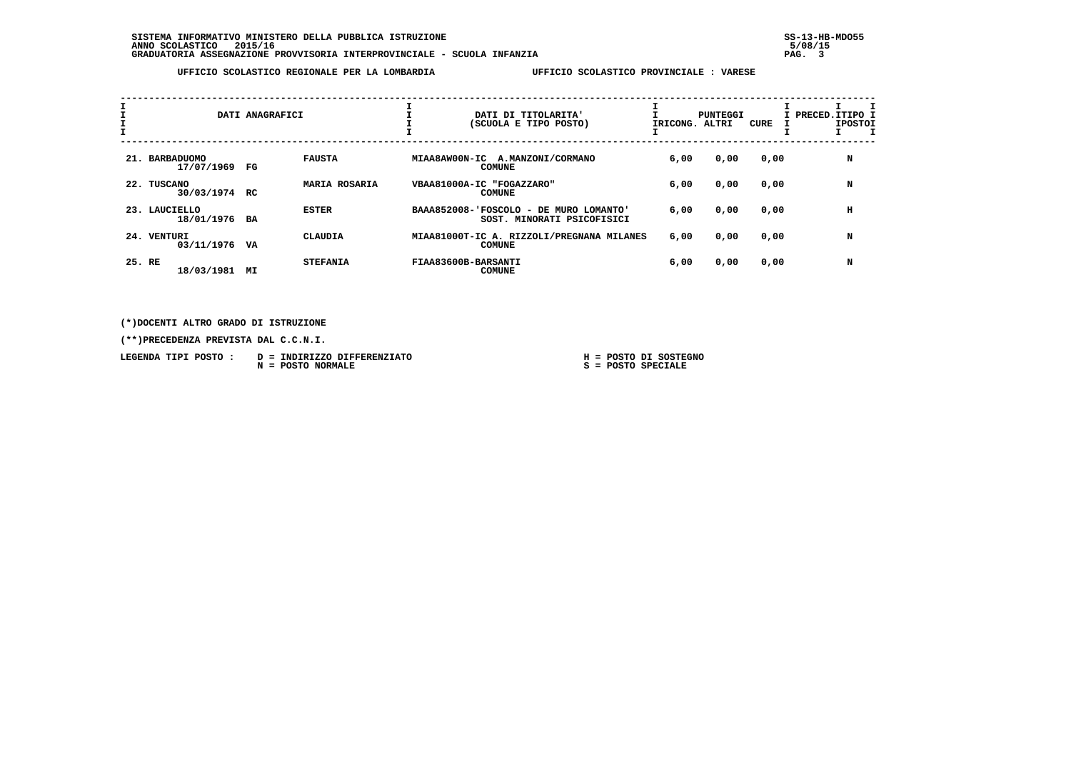**UFFICIO SCOLASTICO REGIONALE PER LA LOMBARDIA** **UFFICIO SCOLASTICO PROVINCIALE : VARESE**

| DATI ANAGRAFICI | | | DATI DI TITOLARITA' (SCUOLA E TIPO POSTO) | PUNTEGGI RICONG. | ALTRI | CURE | PRECED. | TIPO POSTO |
|---|---|---|---|---|---|---|---|---|
| 21. BARBADUOMO 17/07/1969 | FG | FAUSTA | MIAA8AW00N-IC A.MANZONI/CORMANO COMUNE | 6,00 | 0,00 | 0,00 | | N |
| 22. TUSCANO 30/03/1974 | RC | MARIA ROSARIA | VBAA81000A-IC "FOGAZZARO" COMUNE | 6,00 | 0,00 | 0,00 | | N |
| 23. LAUCIELLO 18/01/1976 | BA | ESTER | BAAA852008-'FOSCOLO - DE MURO LOMANTO' SOST. MINORATI PSICOFISICI | 6,00 | 0,00 | 0,00 | | H |
| 24. VENTURI 03/11/1976 | VA | CLAUDIA | MIAA81000T-IC A. RIZZOLI/PREGNANA MILANES COMUNE | 6,00 | 0,00 | 0,00 | | N |
| 25. RE 18/03/1981 | MI | STEFANIA | FIAA83600B-BARSANTI COMUNE | 6,00 | 0,00 | 0,00 | | N |

(*)DOCENTI ALTRO GRADO DI ISTRUZIONE

(**)PRECEDENZA PREVISTA DAL C.C.N.I.

LEGENDA TIPI POSTO : D = INDIRIZZO DIFFERENZIATO H = POSTO DI SOSTEGNO
N = POSTO NORMALE S = POSTO SPECIALE